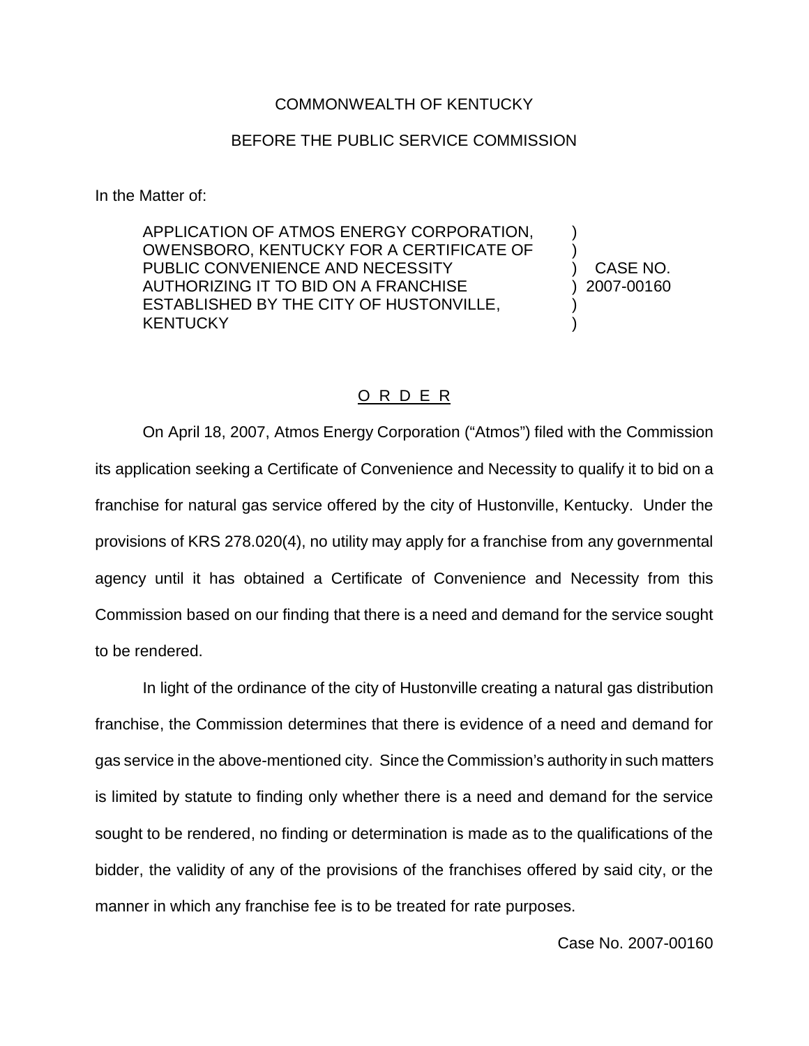COMMONWEALTH OF KENTUCKY

BEFORE THE PUBLIC SERVICE COMMISSION

In the Matter of:

| | | |
|---|---|---|
| APPLICATION OF ATMOS ENERGY CORPORATION, OWENSBORO, KENTUCKY FOR A CERTIFICATE OF PUBLIC CONVENIENCE AND NECESSITY AUTHORIZING IT TO BID ON A FRANCHISE ESTABLISHED BY THE CITY OF HUSTONVILLE, KENTUCKY | ) | CASE NO. 2007-00160 |

## O R D E R

On April 18, 2007, Atmos Energy Corporation ("Atmos") filed with the Commission its application seeking a Certificate of Convenience and Necessity to qualify it to bid on a franchise for natural gas service offered by the city of Hustonville, Kentucky. Under the provisions of KRS 278.020(4), no utility may apply for a franchise from any governmental agency until it has obtained a Certificate of Convenience and Necessity from this Commission based on our finding that there is a need and demand for the service sought to be rendered.

In light of the ordinance of the city of Hustonville creating a natural gas distribution franchise, the Commission determines that there is evidence of a need and demand for gas service in the above-mentioned city. Since the Commission's authority in such matters is limited by statute to finding only whether there is a need and demand for the service sought to be rendered, no finding or determination is made as to the qualifications of the bidder, the validity of any of the provisions of the franchises offered by said city, or the manner in which any franchise fee is to be treated for rate purposes.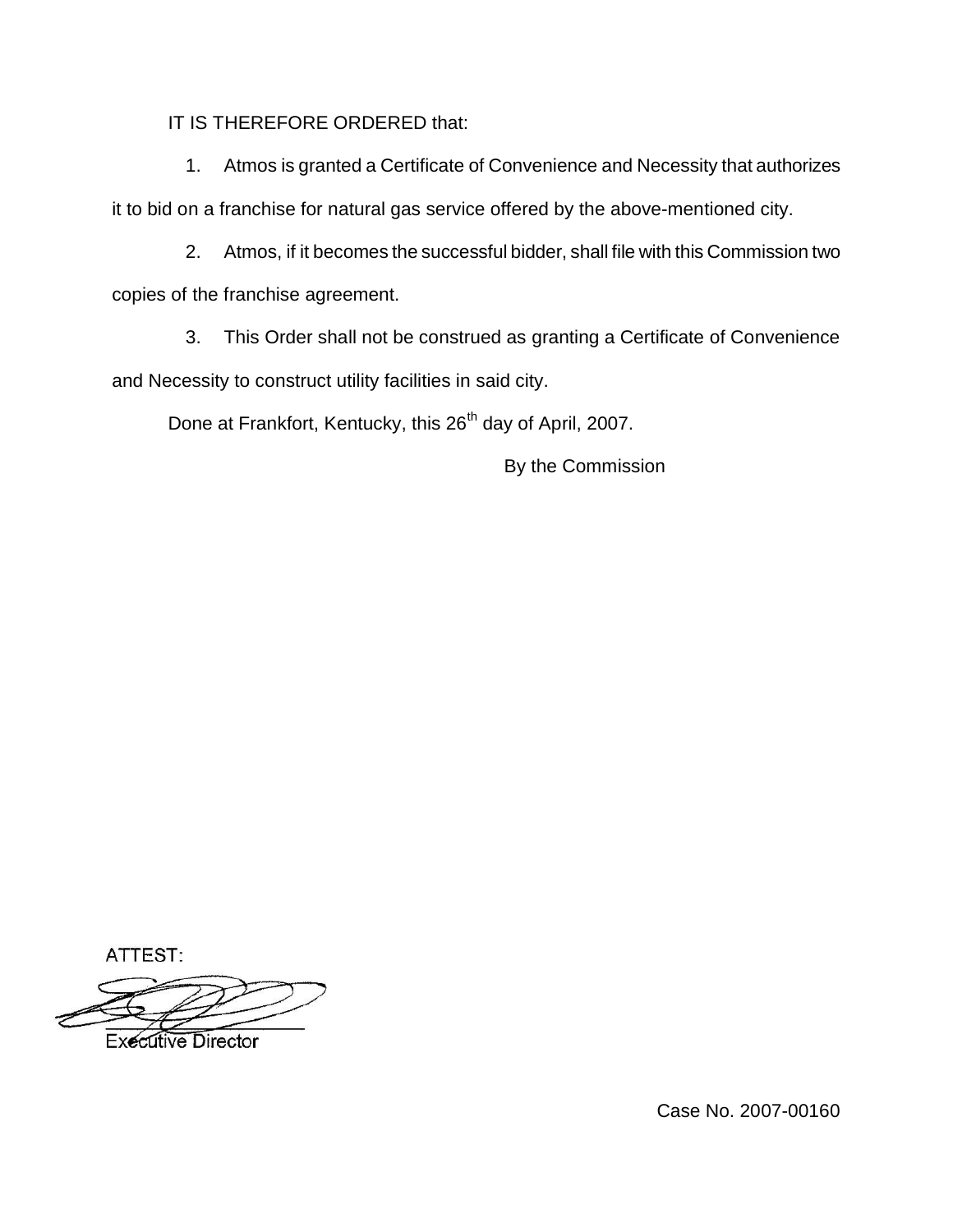IT IS THEREFORE ORDERED that:

1. Atmos is granted a Certificate of Convenience and Necessity that authorizes it to bid on a franchise for natural gas service offered by the above-mentioned city.

2. Atmos, if it becomes the successful bidder, shall file with this Commission two copies of the franchise agreement.

3. This Order shall not be construed as granting a Certificate of Convenience and Necessity to construct utility facilities in said city.

Done at Frankfort, Kentucky, this 26th day of April, 2007.

By the Commission

ATTEST:

Executive Director

Case No. 2007-00160